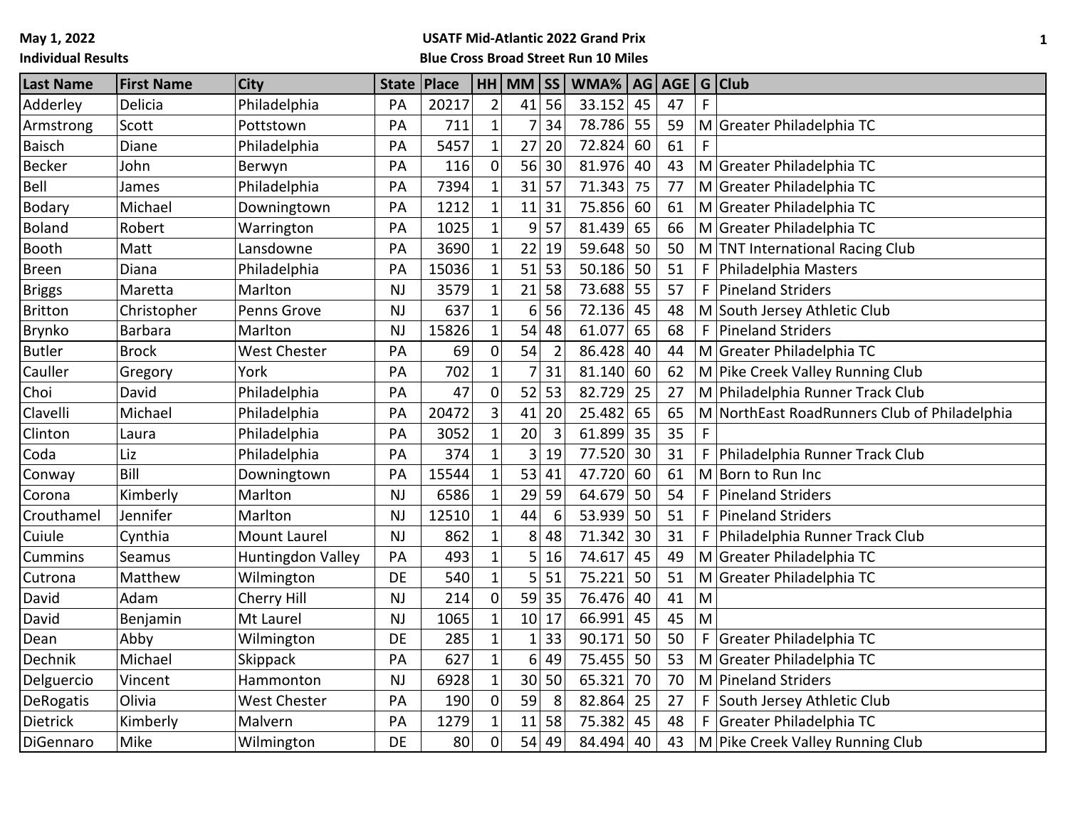May 1, 2022

Individual Results

**USATF Mid-Atlantic 2022 Grand Prix**

**Blue Cross Broad Street Run 10 Miles**

| Last Name | First Name | City | State | Place | HH | MM | SS | WMA% | AG | AGE | G | Club |
|---|---|---|---|---|---|---|---|---|---|---|---|---|
| Adderley | Delicia | Philadelphia | PA | 20217 | 2 | 41 | 56 | 33.152 | 45 | 47 | F | |
| Armstrong | Scott | Pottstown | PA | 711 | 1 | 7 | 34 | 78.786 | 55 | 59 | M | Greater Philadelphia TC |
| Baisch | Diane | Philadelphia | PA | 5457 | 1 | 27 | 20 | 72.824 | 60 | 61 | F | |
| Becker | John | Berwyn | PA | 116 | 0 | 56 | 30 | 81.976 | 40 | 43 | M | Greater Philadelphia TC |
| Bell | James | Philadelphia | PA | 7394 | 1 | 31 | 57 | 71.343 | 75 | 77 | M | Greater Philadelphia TC |
| Bodary | Michael | Downingtown | PA | 1212 | 1 | 11 | 31 | 75.856 | 60 | 61 | M | Greater Philadelphia TC |
| Boland | Robert | Warrington | PA | 1025 | 1 | 9 | 57 | 81.439 | 65 | 66 | M | Greater Philadelphia TC |
| Booth | Matt | Lansdowne | PA | 3690 | 1 | 22 | 19 | 59.648 | 50 | 50 | M | TNT International Racing Club |
| Breen | Diana | Philadelphia | PA | 15036 | 1 | 51 | 53 | 50.186 | 50 | 51 | F | Philadelphia Masters |
| Briggs | Maretta | Marlton | NJ | 3579 | 1 | 21 | 58 | 73.688 | 55 | 57 | F | Pineland Striders |
| Britton | Christopher | Penns Grove | NJ | 637 | 1 | 6 | 56 | 72.136 | 45 | 48 | M | South Jersey Athletic Club |
| Brynko | Barbara | Marlton | NJ | 15826 | 1 | 54 | 48 | 61.077 | 65 | 68 | F | Pineland Striders |
| Butler | Brock | West Chester | PA | 69 | 0 | 54 | 2 | 86.428 | 40 | 44 | M | Greater Philadelphia TC |
| Cauller | Gregory | York | PA | 702 | 1 | 7 | 31 | 81.140 | 60 | 62 | M | Pike Creek Valley Running Club |
| Choi | David | Philadelphia | PA | 47 | 0 | 52 | 53 | 82.729 | 25 | 27 | M | Philadelphia Runner Track Club |
| Clavelli | Michael | Philadelphia | PA | 20472 | 3 | 41 | 20 | 25.482 | 65 | 65 | M | NorthEast RoadRunners Club of Philadelphia |
| Clinton | Laura | Philadelphia | PA | 3052 | 1 | 20 | 3 | 61.899 | 35 | 35 | F | |
| Coda | Liz | Philadelphia | PA | 374 | 1 | 3 | 19 | 77.520 | 30 | 31 | F | Philadelphia Runner Track Club |
| Conway | Bill | Downingtown | PA | 15544 | 1 | 53 | 41 | 47.720 | 60 | 61 | M | Born to Run Inc |
| Corona | Kimberly | Marlton | NJ | 6586 | 1 | 29 | 59 | 64.679 | 50 | 54 | F | Pineland Striders |
| Crouthamel | Jennifer | Marlton | NJ | 12510 | 1 | 44 | 6 | 53.939 | 50 | 51 | F | Pineland Striders |
| Cuiule | Cynthia | Mount Laurel | NJ | 862 | 1 | 8 | 48 | 71.342 | 30 | 31 | F | Philadelphia Runner Track Club |
| Cummins | Seamus | Huntingdon Valley | PA | 493 | 1 | 5 | 16 | 74.617 | 45 | 49 | M | Greater Philadelphia TC |
| Cutrona | Matthew | Wilmington | DE | 540 | 1 | 5 | 51 | 75.221 | 50 | 51 | M | Greater Philadelphia TC |
| David | Adam | Cherry Hill | NJ | 214 | 0 | 59 | 35 | 76.476 | 40 | 41 | M | |
| David | Benjamin | Mt Laurel | NJ | 1065 | 1 | 10 | 17 | 66.991 | 45 | 45 | M | |
| Dean | Abby | Wilmington | DE | 285 | 1 | 1 | 33 | 90.171 | 50 | 50 | F | Greater Philadelphia TC |
| Dechnik | Michael | Skippack | PA | 627 | 1 | 6 | 49 | 75.455 | 50 | 53 | M | Greater Philadelphia TC |
| Delguercio | Vincent | Hammonton | NJ | 6928 | 1 | 30 | 50 | 65.321 | 70 | 70 | M | Pineland Striders |
| DeRogatis | Olivia | West Chester | PA | 190 | 0 | 59 | 8 | 82.864 | 25 | 27 | F | South Jersey Athletic Club |
| Dietrick | Kimberly | Malvern | PA | 1279 | 1 | 11 | 58 | 75.382 | 45 | 48 | F | Greater Philadelphia TC |
| DiGennaro | Mike | Wilmington | DE | 80 | 0 | 54 | 49 | 84.494 | 40 | 43 | M | Pike Creek Valley Running Club |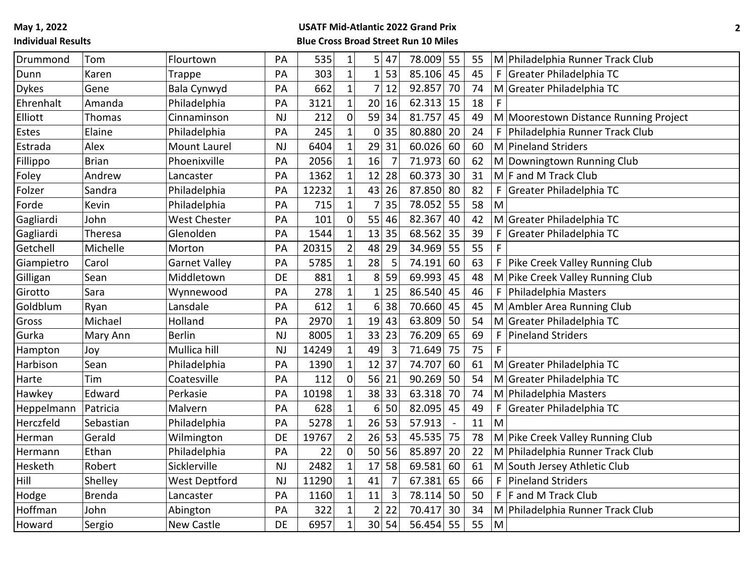| | | | | | | | | | | | | |
|---|---|---|---|---|---|---|---|---|---|---|---|---|
| Drummond | Tom | Flourtown | PA | 535 | 1 | 5 | 47 | 78.009 | 55 | 55 | M | Philadelphia Runner Track Club |
| Dunn | Karen | Trappe | PA | 303 | 1 | 1 | 53 | 85.106 | 45 | 45 | F | Greater Philadelphia TC |
| Dykes | Gene | Bala Cynwyd | PA | 662 | 1 | 7 | 12 | 92.857 | 70 | 74 | M | Greater Philadelphia TC |
| Ehrenhalt | Amanda | Philadelphia | PA | 3121 | 1 | 20 | 16 | 62.313 | 15 | 18 | F | |
| Elliott | Thomas | Cinnaminson | NJ | 212 | 0 | 59 | 34 | 81.757 | 45 | 49 | M | Moorestown Distance Running Project |
| Estes | Elaine | Philadelphia | PA | 245 | 1 | 0 | 35 | 80.880 | 20 | 24 | F | Philadelphia Runner Track Club |
| Estrada | Alex | Mount Laurel | NJ | 6404 | 1 | 29 | 31 | 60.026 | 60 | 60 | M | Pineland Striders |
| Fillippo | Brian | Phoenixville | PA | 2056 | 1 | 16 | 7 | 71.973 | 60 | 62 | M | Downingtown Running Club |
| Foley | Andrew | Lancaster | PA | 1362 | 1 | 12 | 28 | 60.373 | 30 | 31 | M | F and M Track Club |
| Folzer | Sandra | Philadelphia | PA | 12232 | 1 | 43 | 26 | 87.850 | 80 | 82 | F | Greater Philadelphia TC |
| Forde | Kevin | Philadelphia | PA | 715 | 1 | 7 | 35 | 78.052 | 55 | 58 | M | |
| Gagliardi | John | West Chester | PA | 101 | 0 | 55 | 46 | 82.367 | 40 | 42 | M | Greater Philadelphia TC |
| Gagliardi | Theresa | Glenolden | PA | 1544 | 1 | 13 | 35 | 68.562 | 35 | 39 | F | Greater Philadelphia TC |
| Getchell | Michelle | Morton | PA | 20315 | 2 | 48 | 29 | 34.969 | 55 | 55 | F | |
| Giampietro | Carol | Garnet Valley | PA | 5785 | 1 | 28 | 5 | 74.191 | 60 | 63 | F | Pike Creek Valley Running Club |
| Gilligan | Sean | Middletown | DE | 881 | 1 | 8 | 59 | 69.993 | 45 | 48 | M | Pike Creek Valley Running Club |
| Girotto | Sara | Wynnewood | PA | 278 | 1 | 1 | 25 | 86.540 | 45 | 46 | F | Philadelphia Masters |
| Goldblum | Ryan | Lansdale | PA | 612 | 1 | 6 | 38 | 70.660 | 45 | 45 | M | Ambler Area Running Club |
| Gross | Michael | Holland | PA | 2970 | 1 | 19 | 43 | 63.809 | 50 | 54 | M | Greater Philadelphia TC |
| Gurka | Mary Ann | Berlin | NJ | 8005 | 1 | 33 | 23 | 76.209 | 65 | 69 | F | Pineland Striders |
| Hampton | Joy | Mullica hill | NJ | 14249 | 1 | 49 | 3 | 71.649 | 75 | 75 | F | |
| Harbison | Sean | Philadelphia | PA | 1390 | 1 | 12 | 37 | 74.707 | 60 | 61 | M | Greater Philadelphia TC |
| Harte | Tim | Coatesville | PA | 112 | 0 | 56 | 21 | 90.269 | 50 | 54 | M | Greater Philadelphia TC |
| Hawkey | Edward | Perkasie | PA | 10198 | 1 | 38 | 33 | 63.318 | 70 | 74 | M | Philadelphia Masters |
| Heppelmann | Patricia | Malvern | PA | 628 | 1 | 6 | 50 | 82.095 | 45 | 49 | F | Greater Philadelphia TC |
| Herczfeld | Sebastian | Philadelphia | PA | 5278 | 1 | 26 | 53 | 57.913 | - | 11 | M | |
| Herman | Gerald | Wilmington | DE | 19767 | 2 | 26 | 53 | 45.535 | 75 | 78 | M | Pike Creek Valley Running Club |
| Hermann | Ethan | Philadelphia | PA | 22 | 0 | 50 | 56 | 85.897 | 20 | 22 | M | Philadelphia Runner Track Club |
| Hesketh | Robert | Sicklerville | NJ | 2482 | 1 | 17 | 58 | 69.581 | 60 | 61 | M | South Jersey Athletic Club |
| Hill | Shelley | West Deptford | NJ | 11290 | 1 | 41 | 7 | 67.381 | 65 | 66 | F | Pineland Striders |
| Hodge | Brenda | Lancaster | PA | 1160 | 1 | 11 | 3 | 78.114 | 50 | 50 | F | F and M Track Club |
| Hoffman | John | Abington | PA | 322 | 1 | 2 | 22 | 70.417 | 30 | 34 | M | Philadelphia Runner Track Club |
| Howard | Sergio | New Castle | DE | 6957 | 1 | 30 | 54 | 56.454 | 55 | 55 | M | |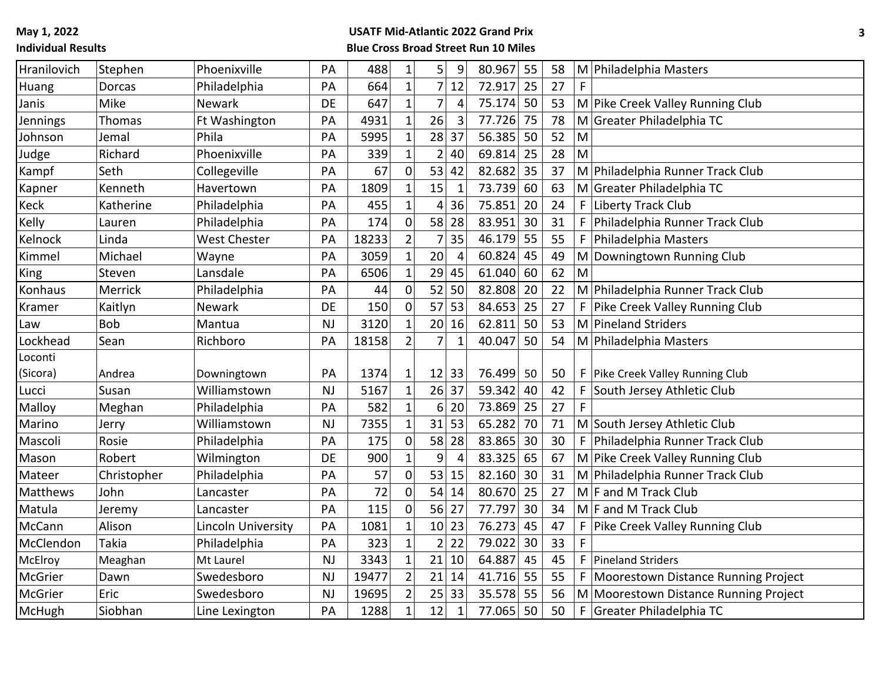May 1, 2022
Individual Results

USATF Mid-Atlantic 2022 Grand Prix
Blue Cross Broad Street Run 10 Miles

| | | | | | | | | | | | | |
|---|---|---|---|---|---|---|---|---|---|---|---|---|
| Hranilovich | Stephen | Phoenixville | PA | 488 | 1 | 5 | 9 | 80.967 | 55 | 58 | M | Philadelphia Masters |
| Huang | Dorcas | Philadelphia | PA | 664 | 1 | 7 | 12 | 72.917 | 25 | 27 | F | |
| Janis | Mike | Newark | DE | 647 | 1 | 7 | 4 | 75.174 | 50 | 53 | M | Pike Creek Valley Running Club |
| Jennings | Thomas | Ft Washington | PA | 4931 | 1 | 26 | 3 | 77.726 | 75 | 78 | M | Greater Philadelphia TC |
| Johnson | Jemal | Phila | PA | 5995 | 1 | 28 | 37 | 56.385 | 50 | 52 | M | |
| Judge | Richard | Phoenixville | PA | 339 | 1 | 2 | 40 | 69.814 | 25 | 28 | M | |
| Kampf | Seth | Collegeville | PA | 67 | 0 | 53 | 42 | 82.682 | 35 | 37 | M | Philadelphia Runner Track Club |
| Kapner | Kenneth | Havertown | PA | 1809 | 1 | 15 | 1 | 73.739 | 60 | 63 | M | Greater Philadelphia TC |
| Keck | Katherine | Philadelphia | PA | 455 | 1 | 4 | 36 | 75.851 | 20 | 24 | F | Liberty Track Club |
| Kelly | Lauren | Philadelphia | PA | 174 | 0 | 58 | 28 | 83.951 | 30 | 31 | F | Philadelphia Runner Track Club |
| Kelnock | Linda | West Chester | PA | 18233 | 2 | 7 | 35 | 46.179 | 55 | 55 | F | Philadelphia Masters |
| Kimmel | Michael | Wayne | PA | 3059 | 1 | 20 | 4 | 60.824 | 45 | 49 | M | Downingtown Running Club |
| King | Steven | Lansdale | PA | 6506 | 1 | 29 | 45 | 61.040 | 60 | 62 | M | |
| Konhaus | Merrick | Philadelphia | PA | 44 | 0 | 52 | 50 | 82.808 | 20 | 22 | M | Philadelphia Runner Track Club |
| Kramer | Kaitlyn | Newark | DE | 150 | 0 | 57 | 53 | 84.653 | 25 | 27 | F | Pike Creek Valley Running Club |
| Law | Bob | Mantua | NJ | 3120 | 1 | 20 | 16 | 62.811 | 50 | 53 | M | Pineland Striders |
| Lockhead | Sean | Richboro | PA | 18158 | 2 | 7 | 1 | 40.047 | 50 | 54 | M | Philadelphia Masters |
| Loconti (Sicora) | Andrea | Downingtown | PA | 1374 | 1 | 12 | 33 | 76.499 | 50 | 50 | F | Pike Creek Valley Running Club |
| Lucci | Susan | Williamstown | NJ | 5167 | 1 | 26 | 37 | 59.342 | 40 | 42 | F | South Jersey Athletic Club |
| Malloy | Meghan | Philadelphia | PA | 582 | 1 | 6 | 20 | 73.869 | 25 | 27 | F | |
| Marino | Jerry | Williamstown | NJ | 7355 | 1 | 31 | 53 | 65.282 | 70 | 71 | M | South Jersey Athletic Club |
| Mascoli | Rosie | Philadelphia | PA | 175 | 0 | 58 | 28 | 83.865 | 30 | 30 | F | Philadelphia Runner Track Club |
| Mason | Robert | Wilmington | DE | 900 | 1 | 9 | 4 | 83.325 | 65 | 67 | M | Pike Creek Valley Running Club |
| Mateer | Christopher | Philadelphia | PA | 57 | 0 | 53 | 15 | 82.160 | 30 | 31 | M | Philadelphia Runner Track Club |
| Matthews | John | Lancaster | PA | 72 | 0 | 54 | 14 | 80.670 | 25 | 27 | M | F and M Track Club |
| Matula | Jeremy | Lancaster | PA | 115 | 0 | 56 | 27 | 77.797 | 30 | 34 | M | F and M Track Club |
| McCann | Alison | Lincoln University | PA | 1081 | 1 | 10 | 23 | 76.273 | 45 | 47 | F | Pike Creek Valley Running Club |
| McClendon | Takia | Philadelphia | PA | 323 | 1 | 2 | 22 | 79.022 | 30 | 33 | F | |
| McElroy | Meaghan | Mt Laurel | NJ | 3343 | 1 | 21 | 10 | 64.887 | 45 | 45 | F | Pineland Striders |
| McGrier | Dawn | Swedesboro | NJ | 19477 | 2 | 21 | 14 | 41.716 | 55 | 55 | F | Moorestown Distance Running Project |
| McGrier | Eric | Swedesboro | NJ | 19695 | 2 | 25 | 33 | 35.578 | 55 | 56 | M | Moorestown Distance Running Project |
| McHugh | Siobhan | Line Lexington | PA | 1288 | 1 | 12 | 1 | 77.065 | 50 | 50 | F | Greater Philadelphia TC |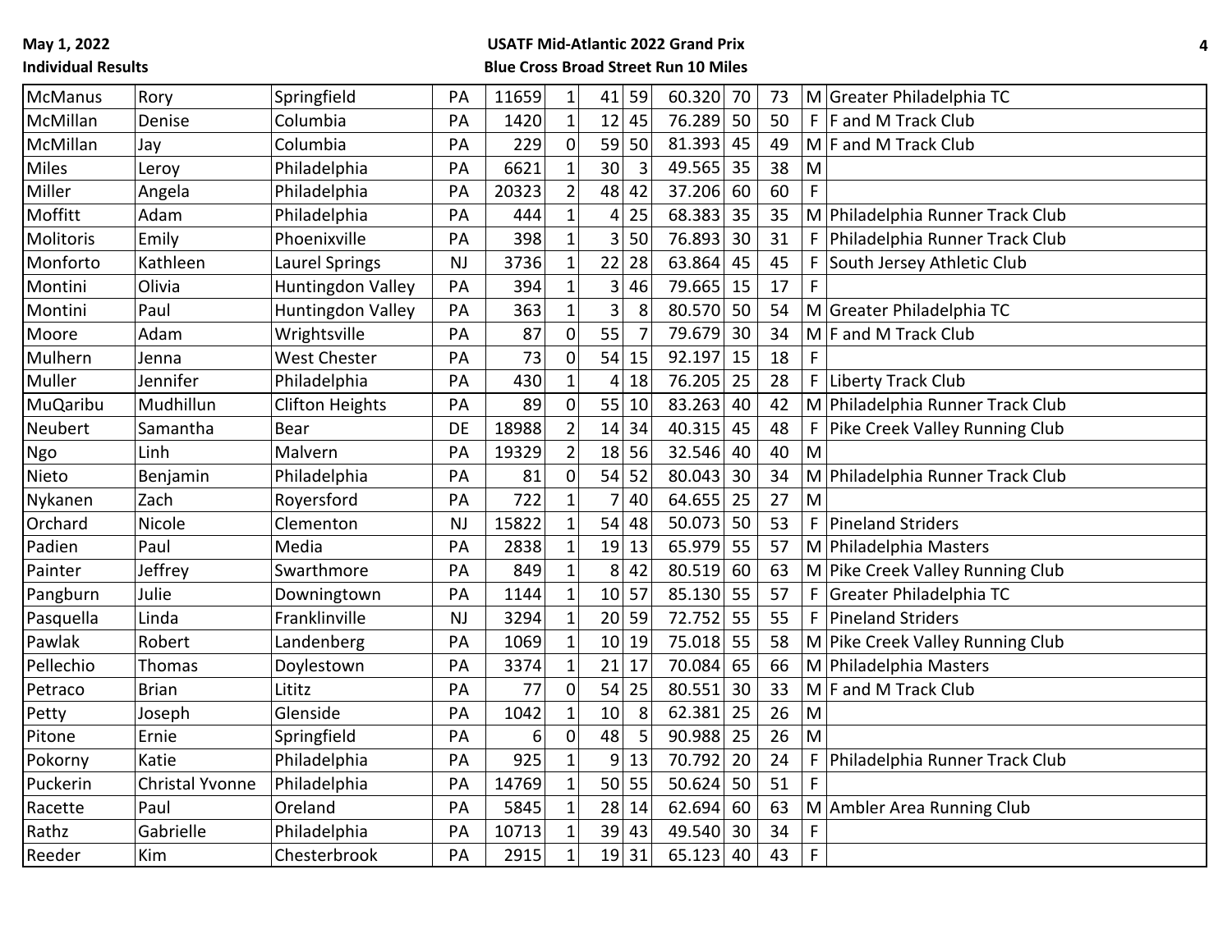| | | | | | | | | | | | | |
|---|---|---|---|---|---|---|---|---|---|---|---|---|
| McManus | Rory | Springfield | PA | 11659 | 1 | 41 | 59 | 60.320 | 70 | 73 | M | Greater Philadelphia TC |
| McMillan | Denise | Columbia | PA | 1420 | 1 | 12 | 45 | 76.289 | 50 | 50 | F | F and M Track Club |
| McMillan | Jay | Columbia | PA | 229 | 0 | 59 | 50 | 81.393 | 45 | 49 | M | F and M Track Club |
| Miles | Leroy | Philadelphia | PA | 6621 | 1 | 30 | 3 | 49.565 | 35 | 38 | M | |
| Miller | Angela | Philadelphia | PA | 20323 | 2 | 48 | 42 | 37.206 | 60 | 60 | F | |
| Moffitt | Adam | Philadelphia | PA | 444 | 1 | 4 | 25 | 68.383 | 35 | 35 | M | Philadelphia Runner Track Club |
| Molitoris | Emily | Phoenixville | PA | 398 | 1 | 3 | 50 | 76.893 | 30 | 31 | F | Philadelphia Runner Track Club |
| Monforto | Kathleen | Laurel Springs | NJ | 3736 | 1 | 22 | 28 | 63.864 | 45 | 45 | F | South Jersey Athletic Club |
| Montini | Olivia | Huntingdon Valley | PA | 394 | 1 | 3 | 46 | 79.665 | 15 | 17 | F | |
| Montini | Paul | Huntingdon Valley | PA | 363 | 1 | 3 | 8 | 80.570 | 50 | 54 | M | Greater Philadelphia TC |
| Moore | Adam | Wrightsville | PA | 87 | 0 | 55 | 7 | 79.679 | 30 | 34 | M | F and M Track Club |
| Mulhern | Jenna | West Chester | PA | 73 | 0 | 54 | 15 | 92.197 | 15 | 18 | F | |
| Muller | Jennifer | Philadelphia | PA | 430 | 1 | 4 | 18 | 76.205 | 25 | 28 | F | Liberty Track Club |
| MuQaribu | Mudhillun | Clifton Heights | PA | 89 | 0 | 55 | 10 | 83.263 | 40 | 42 | M | Philadelphia Runner Track Club |
| Neubert | Samantha | Bear | DE | 18988 | 2 | 14 | 34 | 40.315 | 45 | 48 | F | Pike Creek Valley Running Club |
| Ngo | Linh | Malvern | PA | 19329 | 2 | 18 | 56 | 32.546 | 40 | 40 | M | |
| Nieto | Benjamin | Philadelphia | PA | 81 | 0 | 54 | 52 | 80.043 | 30 | 34 | M | Philadelphia Runner Track Club |
| Nykanen | Zach | Royersford | PA | 722 | 1 | 7 | 40 | 64.655 | 25 | 27 | M | |
| Orchard | Nicole | Clementon | NJ | 15822 | 1 | 54 | 48 | 50.073 | 50 | 53 | F | Pineland Striders |
| Padien | Paul | Media | PA | 2838 | 1 | 19 | 13 | 65.979 | 55 | 57 | M | Philadelphia Masters |
| Painter | Jeffrey | Swarthmore | PA | 849 | 1 | 8 | 42 | 80.519 | 60 | 63 | M | Pike Creek Valley Running Club |
| Pangburn | Julie | Downingtown | PA | 1144 | 1 | 10 | 57 | 85.130 | 55 | 57 | F | Greater Philadelphia TC |
| Pasquella | Linda | Franklinville | NJ | 3294 | 1 | 20 | 59 | 72.752 | 55 | 55 | F | Pineland Striders |
| Pawlak | Robert | Landenberg | PA | 1069 | 1 | 10 | 19 | 75.018 | 55 | 58 | M | Pike Creek Valley Running Club |
| Pellechio | Thomas | Doylestown | PA | 3374 | 1 | 21 | 17 | 70.084 | 65 | 66 | M | Philadelphia Masters |
| Petraco | Brian | Lititz | PA | 77 | 0 | 54 | 25 | 80.551 | 30 | 33 | M | F and M Track Club |
| Petty | Joseph | Glenside | PA | 1042 | 1 | 10 | 8 | 62.381 | 25 | 26 | M | |
| Pitone | Ernie | Springfield | PA | 6 | 0 | 48 | 5 | 90.988 | 25 | 26 | M | |
| Pokorny | Katie | Philadelphia | PA | 925 | 1 | 9 | 13 | 70.792 | 20 | 24 | F | Philadelphia Runner Track Club |
| Puckerin | Christal Yvonne | Philadelphia | PA | 14769 | 1 | 50 | 55 | 50.624 | 50 | 51 | F | |
| Racette | Paul | Oreland | PA | 5845 | 1 | 28 | 14 | 62.694 | 60 | 63 | M | Ambler Area Running Club |
| Rathz | Gabrielle | Philadelphia | PA | 10713 | 1 | 39 | 43 | 49.540 | 30 | 34 | F | |
| Reeder | Kim | Chesterbrook | PA | 2915 | 1 | 19 | 31 | 65.123 | 40 | 43 | F | |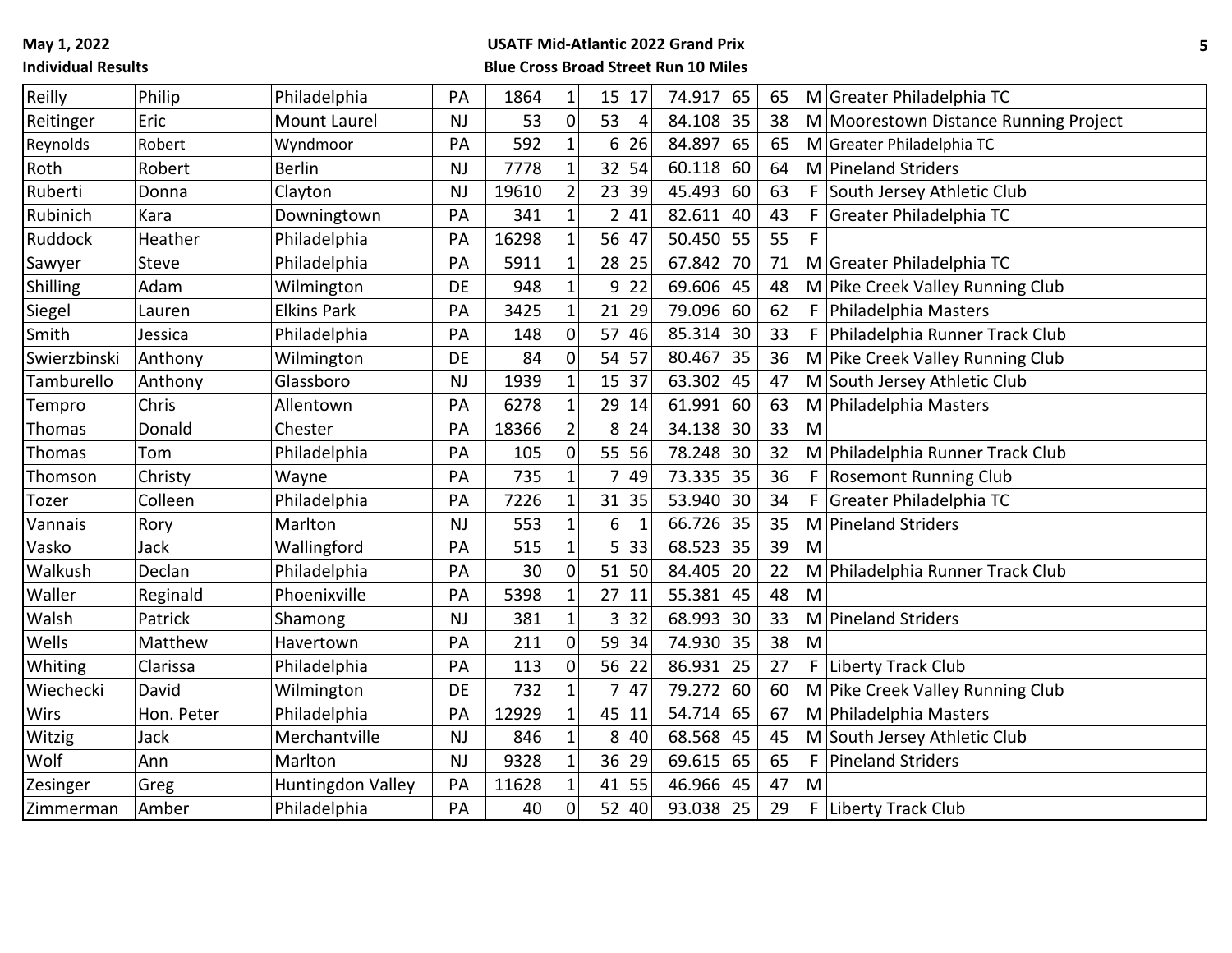| | | | | | | | | | | | | |
|---|---|---|---|---|---|---|---|---|---|---|---|---|
| Reilly | Philip | Philadelphia | PA | 1864 | 1 | 15 | 17 | 74.917 | 65 | 65 | M | Greater Philadelphia TC |
| Reitinger | Eric | Mount Laurel | NJ | 53 | 0 | 53 | 4 | 84.108 | 35 | 38 | M | Moorestown Distance Running Project |
| Reynolds | Robert | Wyndmoor | PA | 592 | 1 | 6 | 26 | 84.897 | 65 | 65 | M | Greater Philadelphia TC |
| Roth | Robert | Berlin | NJ | 7778 | 1 | 32 | 54 | 60.118 | 60 | 64 | M | Pineland Striders |
| Ruberti | Donna | Clayton | NJ | 19610 | 2 | 23 | 39 | 45.493 | 60 | 63 | F | South Jersey Athletic Club |
| Rubinich | Kara | Downingtown | PA | 341 | 1 | 2 | 41 | 82.611 | 40 | 43 | F | Greater Philadelphia TC |
| Ruddock | Heather | Philadelphia | PA | 16298 | 1 | 56 | 47 | 50.450 | 55 | 55 | F | |
| Sawyer | Steve | Philadelphia | PA | 5911 | 1 | 28 | 25 | 67.842 | 70 | 71 | M | Greater Philadelphia TC |
| Shilling | Adam | Wilmington | DE | 948 | 1 | 9 | 22 | 69.606 | 45 | 48 | M | Pike Creek Valley Running Club |
| Siegel | Lauren | Elkins Park | PA | 3425 | 1 | 21 | 29 | 79.096 | 60 | 62 | F | Philadelphia Masters |
| Smith | Jessica | Philadelphia | PA | 148 | 0 | 57 | 46 | 85.314 | 30 | 33 | F | Philadelphia Runner Track Club |
| Swierzbinski | Anthony | Wilmington | DE | 84 | 0 | 54 | 57 | 80.467 | 35 | 36 | M | Pike Creek Valley Running Club |
| Tamburello | Anthony | Glassboro | NJ | 1939 | 1 | 15 | 37 | 63.302 | 45 | 47 | M | South Jersey Athletic Club |
| Tempro | Chris | Allentown | PA | 6278 | 1 | 29 | 14 | 61.991 | 60 | 63 | M | Philadelphia Masters |
| Thomas | Donald | Chester | PA | 18366 | 2 | 8 | 24 | 34.138 | 30 | 33 | M | |
| Thomas | Tom | Philadelphia | PA | 105 | 0 | 55 | 56 | 78.248 | 30 | 32 | M | Philadelphia Runner Track Club |
| Thomson | Christy | Wayne | PA | 735 | 1 | 7 | 49 | 73.335 | 35 | 36 | F | Rosemont Running Club |
| Tozer | Colleen | Philadelphia | PA | 7226 | 1 | 31 | 35 | 53.940 | 30 | 34 | F | Greater Philadelphia TC |
| Vannais | Rory | Marlton | NJ | 553 | 1 | 6 | 1 | 66.726 | 35 | 35 | M | Pineland Striders |
| Vasko | Jack | Wallingford | PA | 515 | 1 | 5 | 33 | 68.523 | 35 | 39 | M | |
| Walkush | Declan | Philadelphia | PA | 30 | 0 | 51 | 50 | 84.405 | 20 | 22 | M | Philadelphia Runner Track Club |
| Waller | Reginald | Phoenixville | PA | 5398 | 1 | 27 | 11 | 55.381 | 45 | 48 | M | |
| Walsh | Patrick | Shamong | NJ | 381 | 1 | 3 | 32 | 68.993 | 30 | 33 | M | Pineland Striders |
| Wells | Matthew | Havertown | PA | 211 | 0 | 59 | 34 | 74.930 | 35 | 38 | M | |
| Whiting | Clarissa | Philadelphia | PA | 113 | 0 | 56 | 22 | 86.931 | 25 | 27 | F | Liberty Track Club |
| Wiechecki | David | Wilmington | DE | 732 | 1 | 7 | 47 | 79.272 | 60 | 60 | M | Pike Creek Valley Running Club |
| Wirs | Hon. Peter | Philadelphia | PA | 12929 | 1 | 45 | 11 | 54.714 | 65 | 67 | M | Philadelphia Masters |
| Witzig | Jack | Merchantville | NJ | 846 | 1 | 8 | 40 | 68.568 | 45 | 45 | M | South Jersey Athletic Club |
| Wolf | Ann | Marlton | NJ | 9328 | 1 | 36 | 29 | 69.615 | 65 | 65 | F | Pineland Striders |
| Zesinger | Greg | Huntingdon Valley | PA | 11628 | 1 | 41 | 55 | 46.966 | 45 | 47 | M | |
| Zimmerman | Amber | Philadelphia | PA | 40 | 0 | 52 | 40 | 93.038 | 25 | 29 | F | Liberty Track Club |